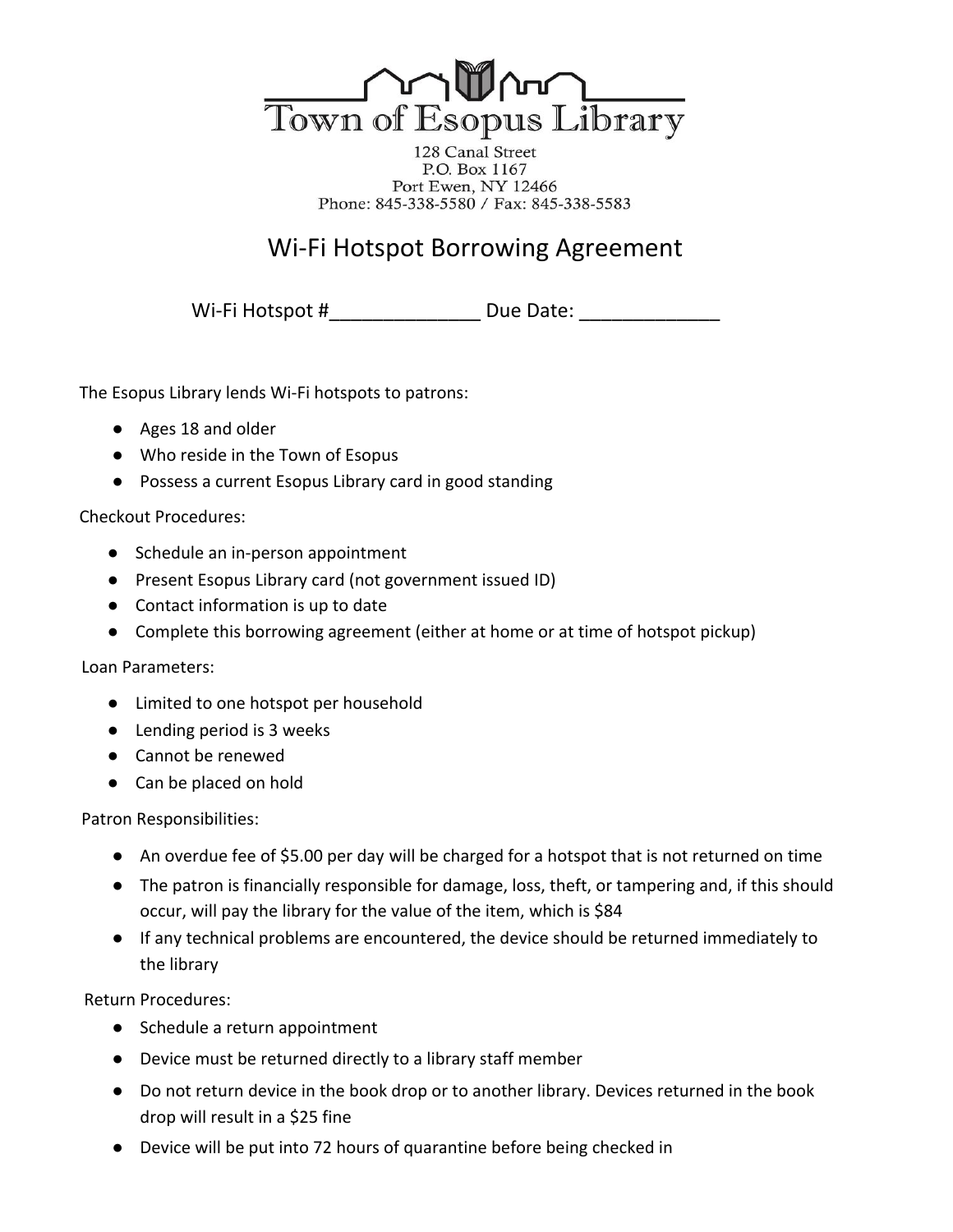# Town of Esopus Library

128 Canal Street
P.O. Box 1167
Port Ewen, NY 12466
Phone: 845-338-5580 / Fax: 845-338-5583

## Wi-Fi Hotspot Borrowing Agreement

Wi-Fi Hotspot #______________ Due Date: _____________

The Esopus Library lends Wi-Fi hotspots to patrons:

- Ages 18 and older
- Who reside in the Town of Esopus
- Possess a current Esopus Library card in good standing

Checkout Procedures:

- Schedule an in-person appointment
- Present Esopus Library card (not government issued ID)
- Contact information is up to date
- Complete this borrowing agreement (either at home or at time of hotspot pickup)

Loan Parameters:

- Limited to one hotspot per household
- Lending period is 3 weeks
- Cannot be renewed
- Can be placed on hold

Patron Responsibilities:

- An overdue fee of $5.00 per day will be charged for a hotspot that is not returned on time
- The patron is financially responsible for damage, loss, theft, or tampering and, if this should occur, will pay the library for the value of the item, which is $84
- If any technical problems are encountered, the device should be returned immediately to the library

Return Procedures:

- Schedule a return appointment
- Device must be returned directly to a library staff member
- Do not return device in the book drop or to another library. Devices returned in the book drop will result in a $25 fine
- Device will be put into 72 hours of quarantine before being checked in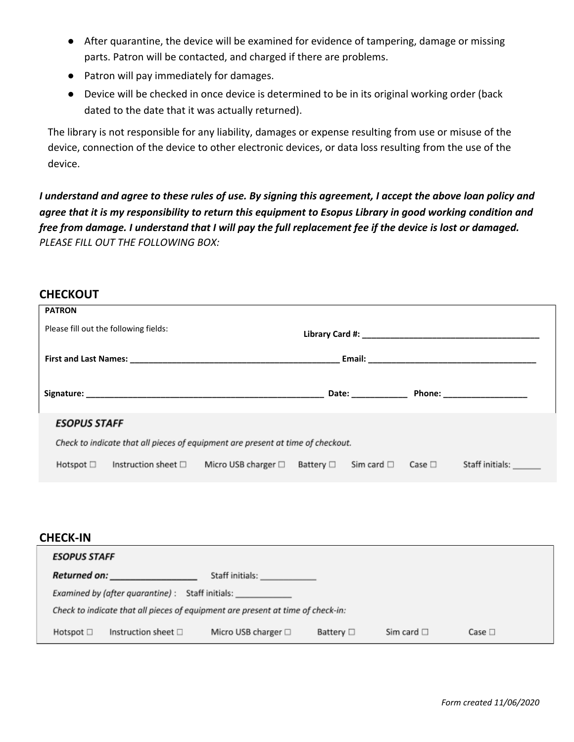- After quarantine, the device will be examined for evidence of tampering, damage or missing parts. Patron will be contacted, and charged if there are problems.
- Patron will pay immediately for damages.
- Device will be checked in once device is determined to be in its original working order (back dated to the date that it was actually returned).

The library is not responsible for any liability, damages or expense resulting from use or misuse of the device, connection of the device to other electronic devices, or data loss resulting from the use of the device.

***I understand and agree to these rules of use. By signing this agreement, I accept the above loan policy and agree that it is my responsibility to return this equipment to Esopus Library in good working condition and free from damage. I understand that I will pay the full replacement fee if the device is lost or damaged.***
*PLEASE FILL OUT THE FOLLOWING BOX:*

## CHECKOUT

**PATRON**

Please fill out the following fields:

**Library Card #:** ________________________________________

**First and Last Names:** ______________________________________________ **Email:** ______________________________________

**Signature:** _____________________________________________________ **Date:** ____________ **Phone:** ___________________

***ESOPUS STAFF***

*Check to indicate that all pieces of equipment are present at time of checkout.*

Hotspot ☐ Instruction sheet ☐ Micro USB charger ☐ Battery ☐ Sim card ☐ Case ☐ Staff initials: ______

## CHECK-IN

***ESOPUS STAFF***

***Returned on:*** _________________ Staff initials: ____________

*Examined by (after quarantine)* : Staff initials: ____________

*Check to indicate that all pieces of equipment are present at time of check-in:*

Hotspot ☐ Instruction sheet ☐ Micro USB charger ☐ Battery ☐ Sim card ☐ Case ☐

*Form created 11/06/2020*